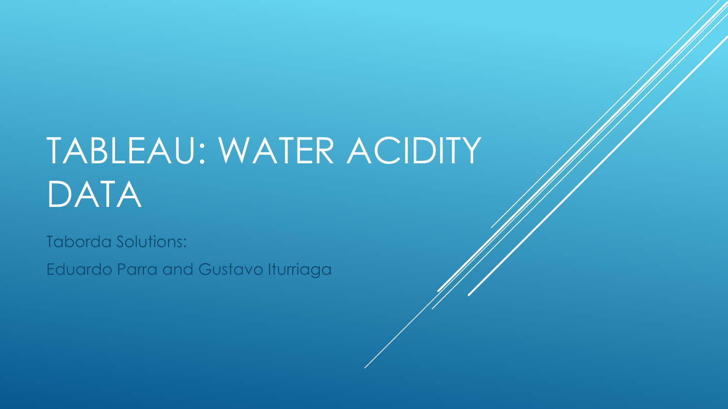# TABLEAU: WATER ACIDITY DATA

Taborda Solutions:

Eduardo Parra and Gustavo Iturriaga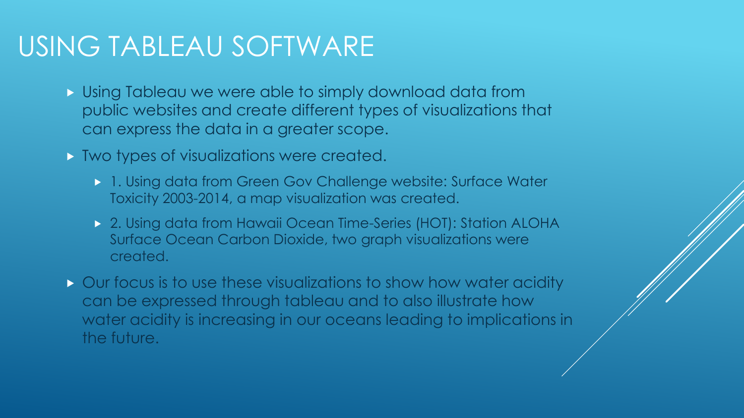# USING TABLEAU SOFTWARE

- Using Tableau we were able to simply download data from public websites and create different types of visualizations that can express the data in a greater scope.
- Two types of visualizations were created.
  - 1. Using data from Green Gov Challenge website: Surface Water Toxicity 2003-2014, a map visualization was created.
  - 2. Using data from Hawaii Ocean Time-Series (HOT): Station ALOHA Surface Ocean Carbon Dioxide, two graph visualizations were created.
- Our focus is to use these visualizations to show how water acidity can be expressed through tableau and to also illustrate how water acidity is increasing in our oceans leading to implications in the future.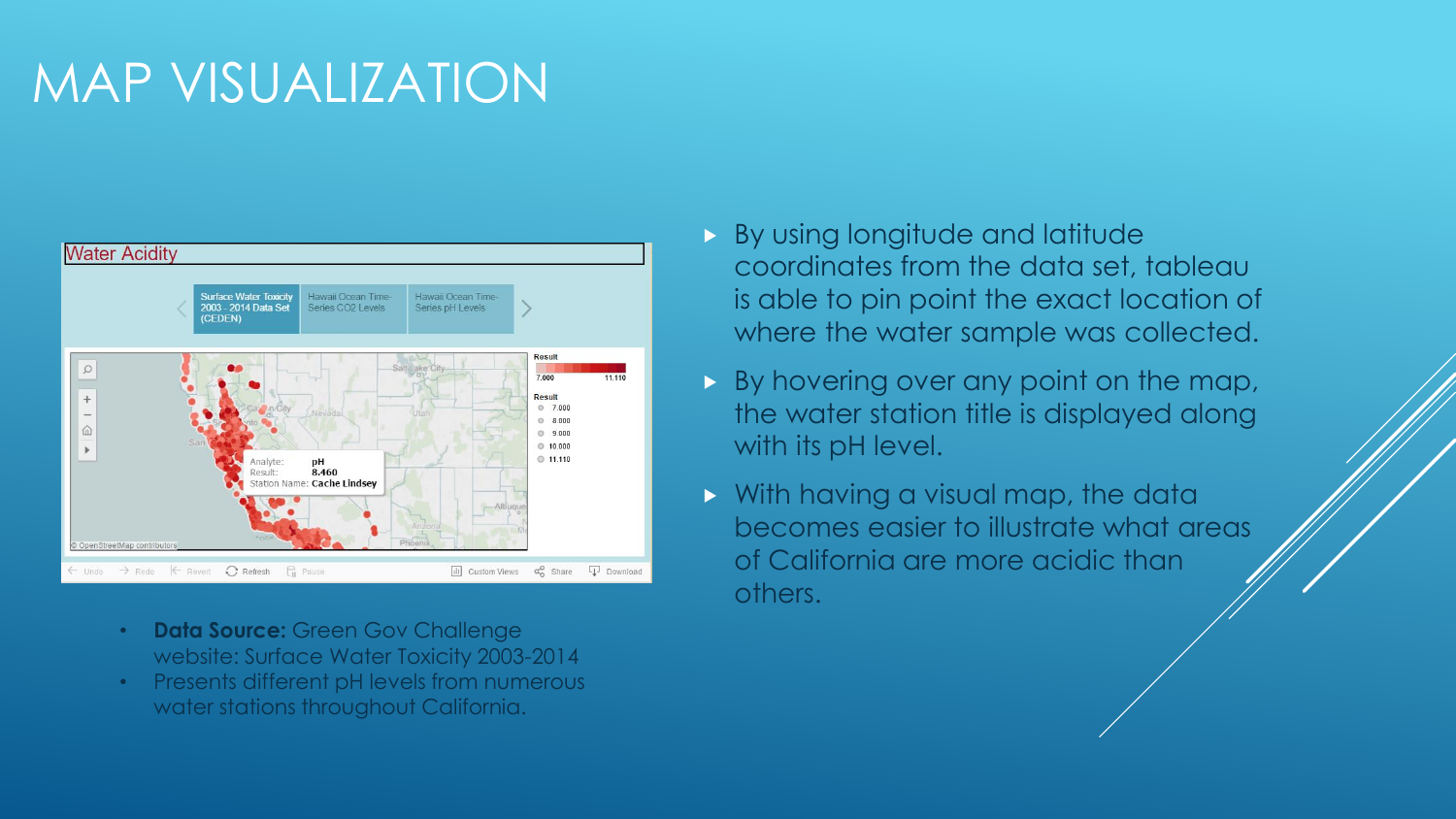# MAP VISUALIZATION

- By using longitude and latitude coordinates from the data set, tableau is able to pin point the exact location of where the water sample was collected.
- By hovering over any point on the map, the water station title is displayed along with its pH level.
- With having a visual map, the data becomes easier to illustrate what areas of California are more acidic than others.

- **Data Source:** Green Gov Challenge website: Surface Water Toxicity 2003-2014
- Presents different pH levels from numerous water stations throughout California.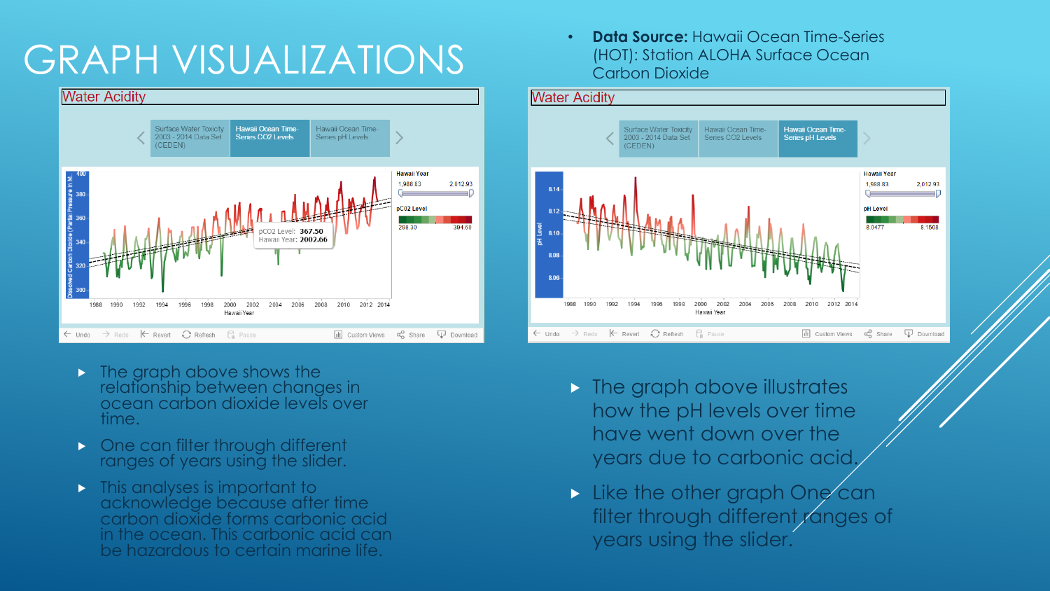# GRAPH VISUALIZATIONS

- **Data Source:** Hawaii Ocean Time-Series (HOT): Station ALOHA Surface Ocean Carbon Dioxide

- The graph above shows the relationship between changes in ocean carbon dioxide levels over time.
- One can filter through different ranges of years using the slider.
- This analyses is important to acknowledge because after time carbon dioxide forms carbonic acid in the ocean. This carbonic acid can be hazardous to certain marine life.

- The graph above illustrates how the pH levels over time have went down over the years due to carbonic acid.
- Like the other graph One can filter through different ranges of years using the slider.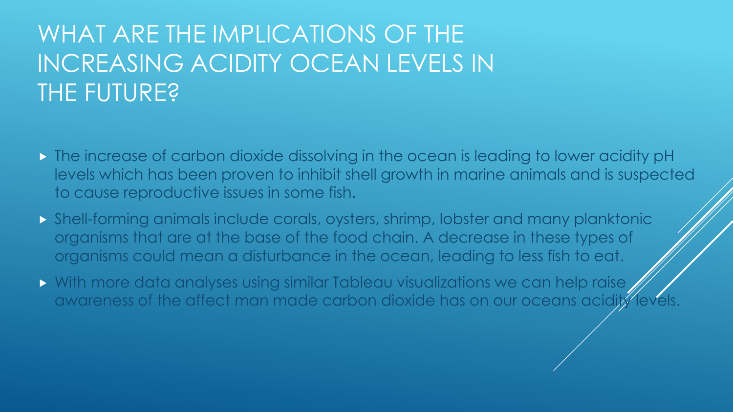# WHAT ARE THE IMPLICATIONS OF THE INCREASING ACIDITY OCEAN LEVELS IN THE FUTURE?

- The increase of carbon dioxide dissolving in the ocean is leading to lower acidity pH levels which has been proven to inhibit shell growth in marine animals and is suspected to cause reproductive issues in some fish.
- Shell-forming animals include corals, oysters, shrimp, lobster and many planktonic organisms that are at the base of the food chain. A decrease in these types of organisms could mean a disturbance in the ocean, leading to less fish to eat.
- With more data analyses using similar Tableau visualizations we can help raise awareness of the affect man made carbon dioxide has on our oceans acidity levels.